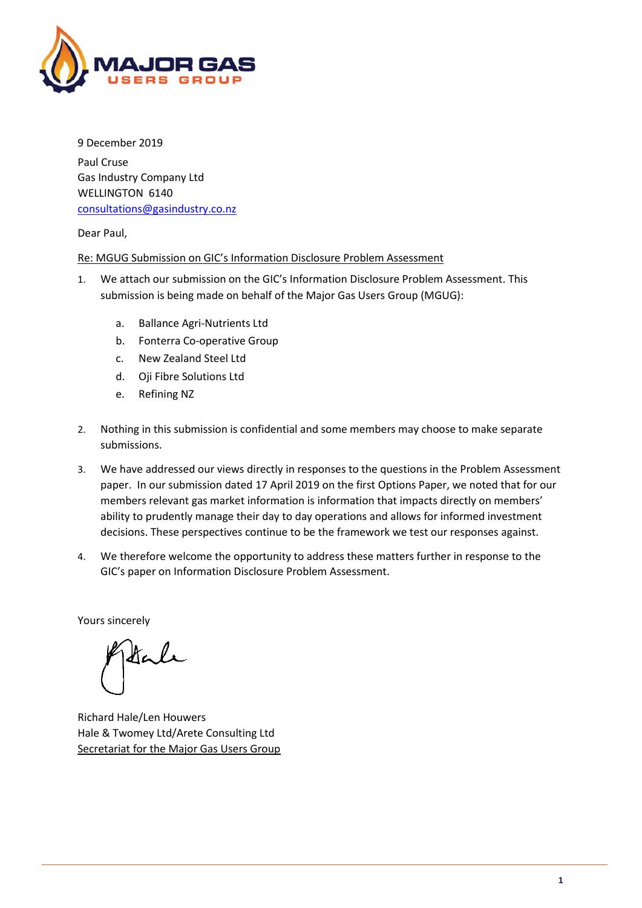MAJOR GAS
USERS GROUP

9 December 2019

Paul Cruse
Gas Industry Company Ltd
WELLINGTON 6140
consultations@gasindustry.co.nz

Dear Paul,

Re: MGUG Submission on GIC's Information Disclosure Problem Assessment

1. We attach our submission on the GIC's Information Disclosure Problem Assessment. This submission is being made on behalf of the Major Gas Users Group (MGUG):

   a. Ballance Agri-Nutrients Ltd
   b. Fonterra Co-operative Group
   c. New Zealand Steel Ltd
   d. Oji Fibre Solutions Ltd
   e. Refining NZ

2. Nothing in this submission is confidential and some members may choose to make separate submissions.

3. We have addressed our views directly in responses to the questions in the Problem Assessment paper. In our submission dated 17 April 2019 on the first Options Paper, we noted that for our members relevant gas market information is information that impacts directly on members' ability to prudently manage their day to day operations and allows for informed investment decisions. These perspectives continue to be the framework we test our responses against.

4. We therefore welcome the opportunity to address these matters further in response to the GIC's paper on Information Disclosure Problem Assessment.

Yours sincerely

Richard Hale/Len Houwers
Hale & Twomey Ltd/Arete Consulting Ltd
Secretariat for the Major Gas Users Group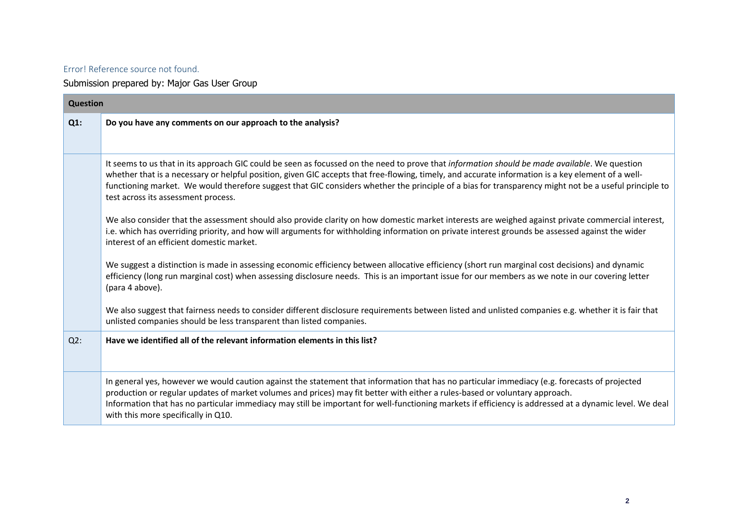Error! Reference source not found.

Submission prepared by: Major Gas User Group

| Question | |
|---|---|
| **Q1:** | **Do you have any comments on our approach to the analysis?** |
| | It seems to us that in its approach GIC could be seen as focussed on the need to prove that *information should be made available*. We question whether that is a necessary or helpful position, given GIC accepts that free-flowing, timely, and accurate information is a key element of a well-functioning market. We would therefore suggest that GIC considers whether the principle of a bias for transparency might not be a useful principle to test across its assessment process.<br><br>We also consider that the assessment should also provide clarity on how domestic market interests are weighed against private commercial interest, i.e. which has overriding priority, and how will arguments for withholding information on private interest grounds be assessed against the wider interest of an efficient domestic market.<br><br>We suggest a distinction is made in assessing economic efficiency between allocative efficiency (short run marginal cost decisions) and dynamic efficiency (long run marginal cost) when assessing disclosure needs. This is an important issue for our members as we note in our covering letter (para 4 above).<br><br>We also suggest that fairness needs to consider different disclosure requirements between listed and unlisted companies e.g. whether it is fair that unlisted companies should be less transparent than listed companies. |
| Q2: | **Have we identified all of the relevant information elements in this list?** |
| | In general yes, however we would caution against the statement that information that has no particular immediacy (e.g. forecasts of projected production or regular updates of market volumes and prices) may fit better with either a rules-based or voluntary approach.<br>Information that has no particular immediacy may still be important for well-functioning markets if efficiency is addressed at a dynamic level. We deal with this more specifically in Q10. |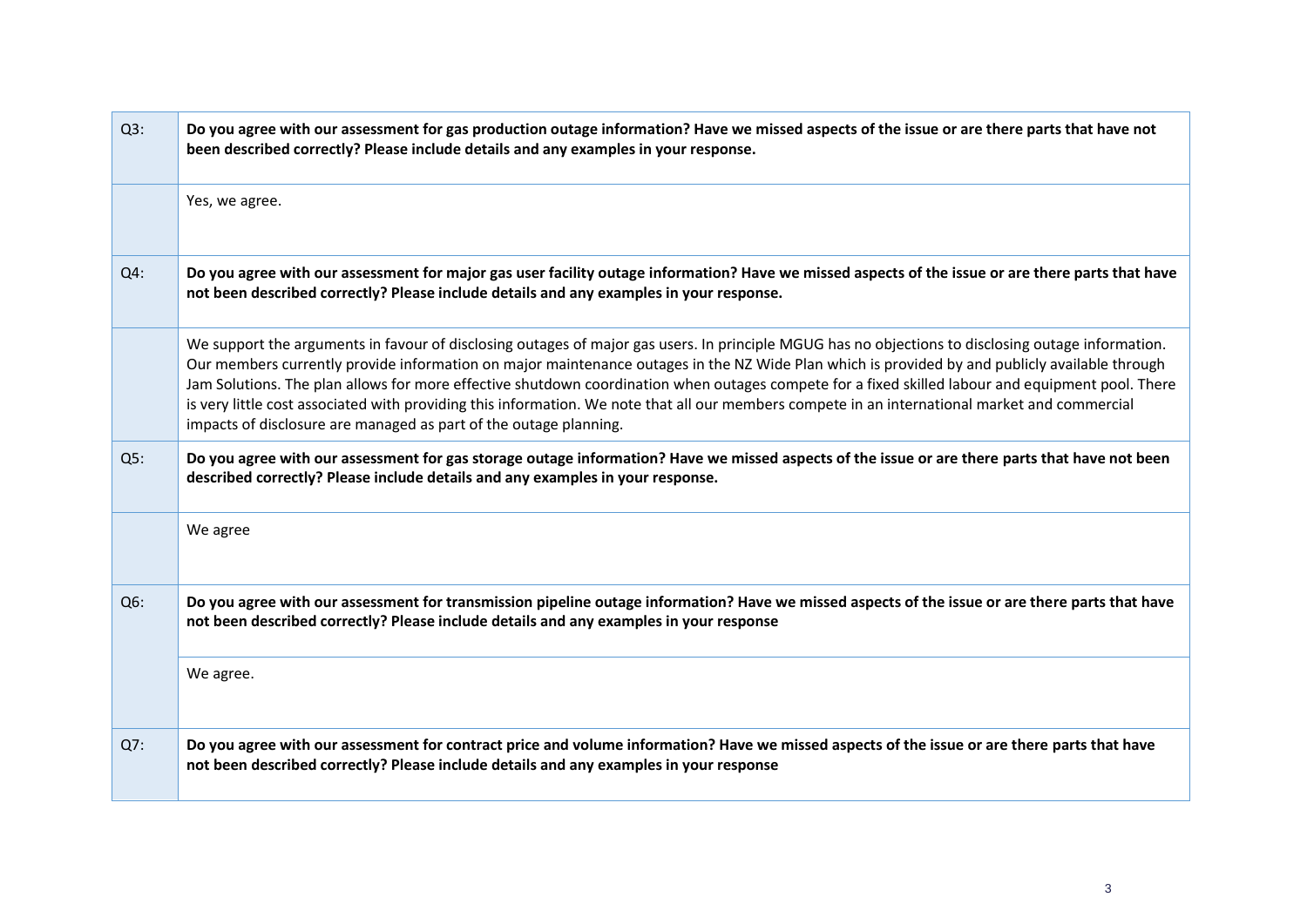| | |
|---|---|
| Q3: | **Do you agree with our assessment for gas production outage information? Have we missed aspects of the issue or are there parts that have not been described correctly? Please include details and any examples in your response.** |
| | Yes, we agree. |
| Q4: | **Do you agree with our assessment for major gas user facility outage information? Have we missed aspects of the issue or are there parts that have not been described correctly? Please include details and any examples in your response.** |
| | We support the arguments in favour of disclosing outages of major gas users. In principle MGUG has no objections to disclosing outage information. Our members currently provide information on major maintenance outages in the NZ Wide Plan which is provided by and publicly available through Jam Solutions. The plan allows for more effective shutdown coordination when outages compete for a fixed skilled labour and equipment pool. There is very little cost associated with providing this information. We note that all our members compete in an international market and commercial impacts of disclosure are managed as part of the outage planning. |
| Q5: | **Do you agree with our assessment for gas storage outage information? Have we missed aspects of the issue or are there parts that have not been described correctly? Please include details and any examples in your response.** |
| | We agree |
| Q6: | **Do you agree with our assessment for transmission pipeline outage information? Have we missed aspects of the issue or are there parts that have not been described correctly? Please include details and any examples in your response** |
| | We agree. |
| Q7: | **Do you agree with our assessment for contract price and volume information? Have we missed aspects of the issue or are there parts that have not been described correctly? Please include details and any examples in your response** |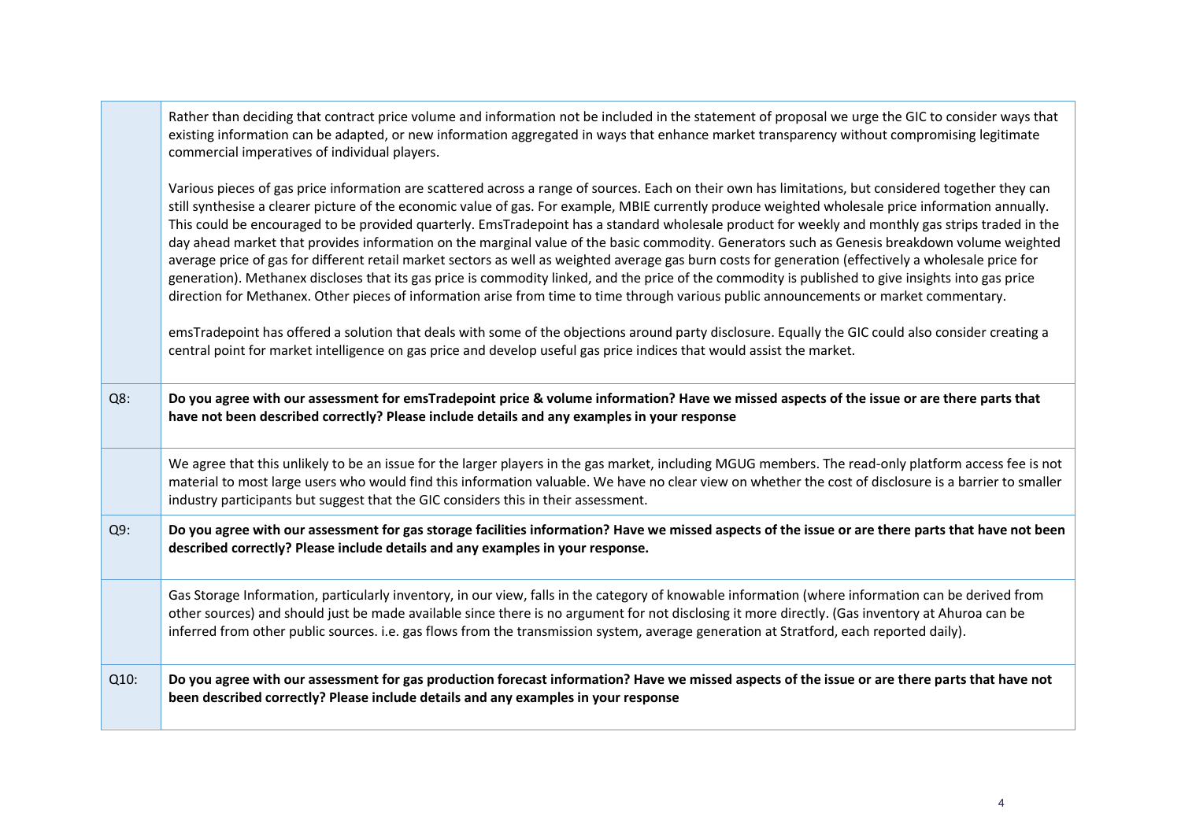| | |
|---|---|
| | Rather than deciding that contract price volume and information not be included in the statement of proposal we urge the GIC to consider ways that existing information can be adapted, or new information aggregated in ways that enhance market transparency without compromising legitimate commercial imperatives of individual players.<br><br>Various pieces of gas price information are scattered across a range of sources. Each on their own has limitations, but considered together they can still synthesise a clearer picture of the economic value of gas. For example, MBIE currently produce weighted wholesale price information annually. This could be encouraged to be provided quarterly. EmsTradepoint has a standard wholesale product for weekly and monthly gas strips traded in the day ahead market that provides information on the marginal value of the basic commodity. Generators such as Genesis breakdown volume weighted average price of gas for different retail market sectors as well as weighted average gas burn costs for generation (effectively a wholesale price for generation). Methanex discloses that its gas price is commodity linked, and the price of the commodity is published to give insights into gas price direction for Methanex. Other pieces of information arise from time to time through various public announcements or market commentary.<br><br>emsTradepoint has offered a solution that deals with some of the objections around party disclosure. Equally the GIC could also consider creating a central point for market intelligence on gas price and develop useful gas price indices that would assist the market. |
| Q8: | **Do you agree with our assessment for emsTradepoint price & volume information? Have we missed aspects of the issue or are there parts that have not been described correctly? Please include details and any examples in your response** |
| | We agree that this unlikely to be an issue for the larger players in the gas market, including MGUG members. The read-only platform access fee is not material to most large users who would find this information valuable. We have no clear view on whether the cost of disclosure is a barrier to smaller industry participants but suggest that the GIC considers this in their assessment. |
| Q9: | **Do you agree with our assessment for gas storage facilities information? Have we missed aspects of the issue or are there parts that have not been described correctly? Please include details and any examples in your response.** |
| | Gas Storage Information, particularly inventory, in our view, falls in the category of knowable information (where information can be derived from other sources) and should just be made available since there is no argument for not disclosing it more directly. (Gas inventory at Ahuroa can be inferred from other public sources. i.e. gas flows from the transmission system, average generation at Stratford, each reported daily). |
| Q10: | **Do you agree with our assessment for gas production forecast information? Have we missed aspects of the issue or are there parts that have not been described correctly? Please include details and any examples in your response** |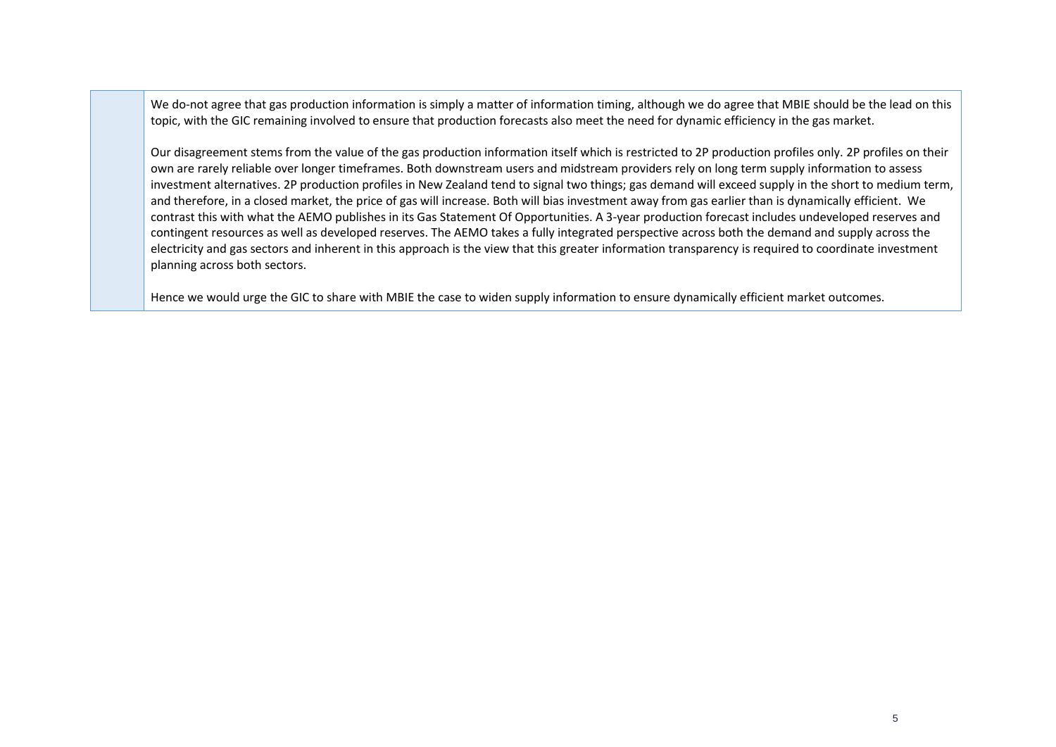| | |
|---|---|
| | We do-not agree that gas production information is simply a matter of information timing, although we do agree that MBIE should be the lead on this topic, with the GIC remaining involved to ensure that production forecasts also meet the need for dynamic efficiency in the gas market.<br><br>Our disagreement stems from the value of the gas production information itself which is restricted to 2P production profiles only. 2P profiles on their own are rarely reliable over longer timeframes. Both downstream users and midstream providers rely on long term supply information to assess investment alternatives. 2P production profiles in New Zealand tend to signal two things; gas demand will exceed supply in the short to medium term, and therefore, in a closed market, the price of gas will increase. Both will bias investment away from gas earlier than is dynamically efficient. We contrast this with what the AEMO publishes in its Gas Statement Of Opportunities. A 3-year production forecast includes undeveloped reserves and contingent resources as well as developed reserves. The AEMO takes a fully integrated perspective across both the demand and supply across the electricity and gas sectors and inherent in this approach is the view that this greater information transparency is required to coordinate investment planning across both sectors.<br><br>Hence we would urge the GIC to share with MBIE the case to widen supply information to ensure dynamically efficient market outcomes. |